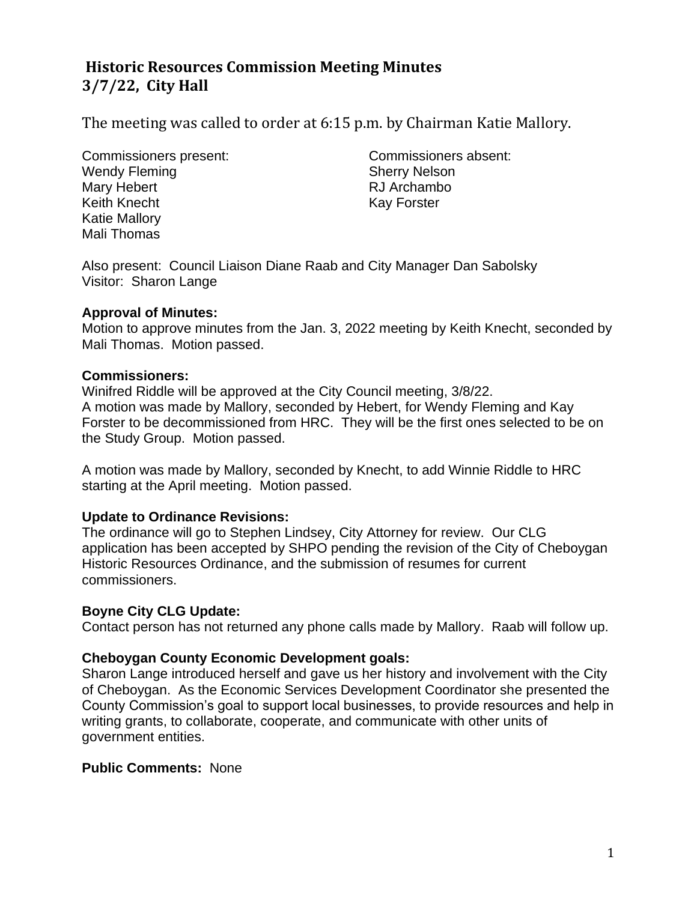# Historic Resources Commission Meeting Minutes
# 3/7/22, City Hall

The meeting was called to order at 6:15 p.m. by Chairman Katie Mallory.

| Commissioners present: | Commissioners absent: |
| --- | --- |
| Wendy Fleming | Sherry Nelson |
| Mary Hebert | RJ Archambo |
| Keith Knecht | Kay Forster |
| Katie Mallory | |
| Mali Thomas | |

Also present: Council Liaison Diane Raab and City Manager Dan Sabolsky
Visitor: Sharon Lange

**Approval of Minutes:**
Motion to approve minutes from the Jan. 3, 2022 meeting by Keith Knecht, seconded by Mali Thomas. Motion passed.

**Commissioners:**
Winifred Riddle will be approved at the City Council meeting, 3/8/22.
A motion was made by Mallory, seconded by Hebert, for Wendy Fleming and Kay Forster to be decommissioned from HRC. They will be the first ones selected to be on the Study Group. Motion passed.

A motion was made by Mallory, seconded by Knecht, to add Winnie Riddle to HRC starting at the April meeting. Motion passed.

**Update to Ordinance Revisions:**
The ordinance will go to Stephen Lindsey, City Attorney for review. Our CLG application has been accepted by SHPO pending the revision of the City of Cheboygan Historic Resources Ordinance, and the submission of resumes for current commissioners.

**Boyne City CLG Update:**
Contact person has not returned any phone calls made by Mallory. Raab will follow up.

**Cheboygan County Economic Development goals:**
Sharon Lange introduced herself and gave us her history and involvement with the City of Cheboygan. As the Economic Services Development Coordinator she presented the County Commission's goal to support local businesses, to provide resources and help in writing grants, to collaborate, cooperate, and communicate with other units of government entities.

**Public Comments:** None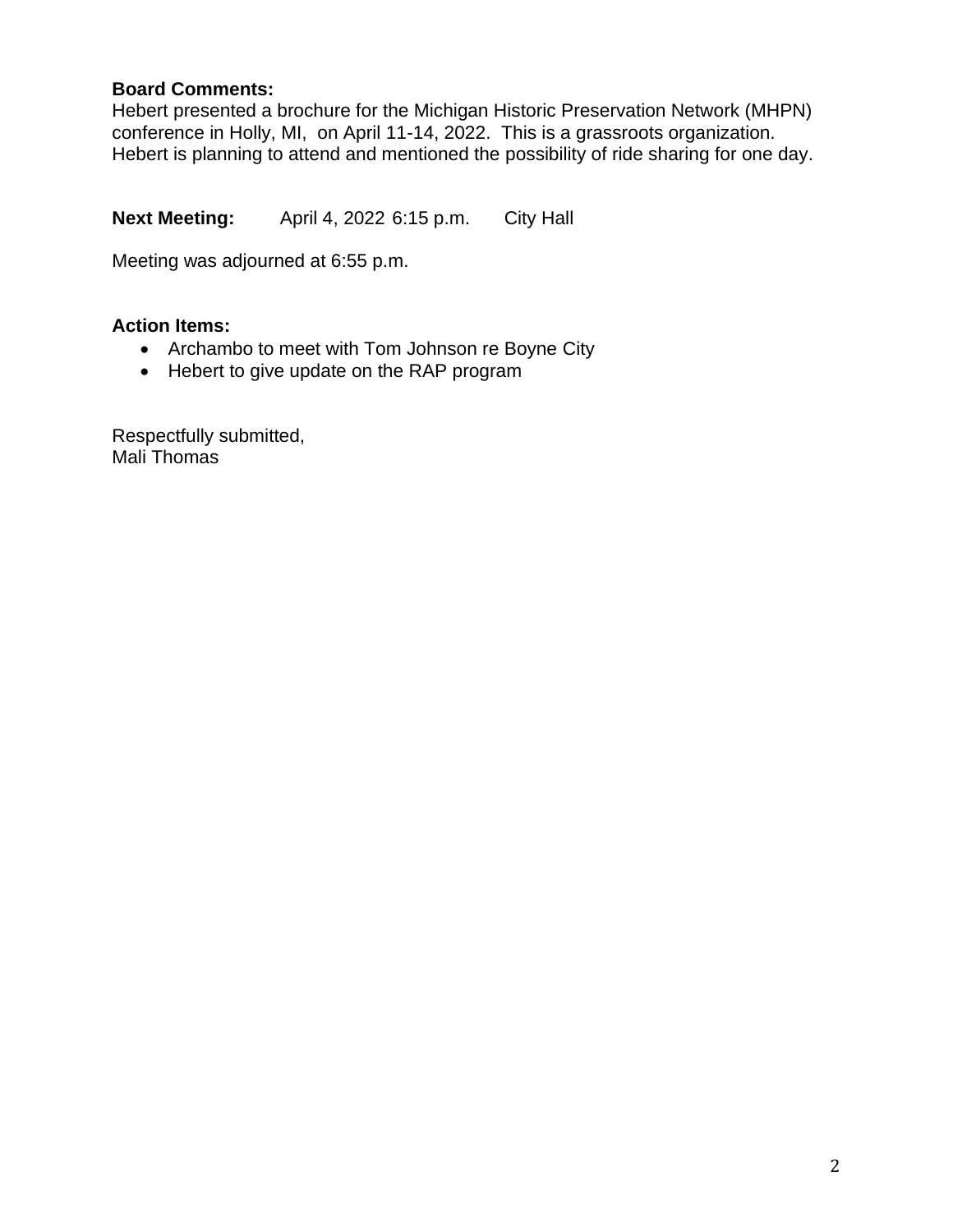**Board Comments:**
Hebert presented a brochure for the Michigan Historic Preservation Network (MHPN) conference in Holly, MI, on April 11-14, 2022. This is a grassroots organization. Hebert is planning to attend and mentioned the possibility of ride sharing for one day.

**Next Meeting:** April 4, 2022 6:15 p.m. City Hall

Meeting was adjourned at 6:55 p.m.

**Action Items:**

- Archambo to meet with Tom Johnson re Boyne City
- Hebert to give update on the RAP program

Respectfully submitted,
Mali Thomas